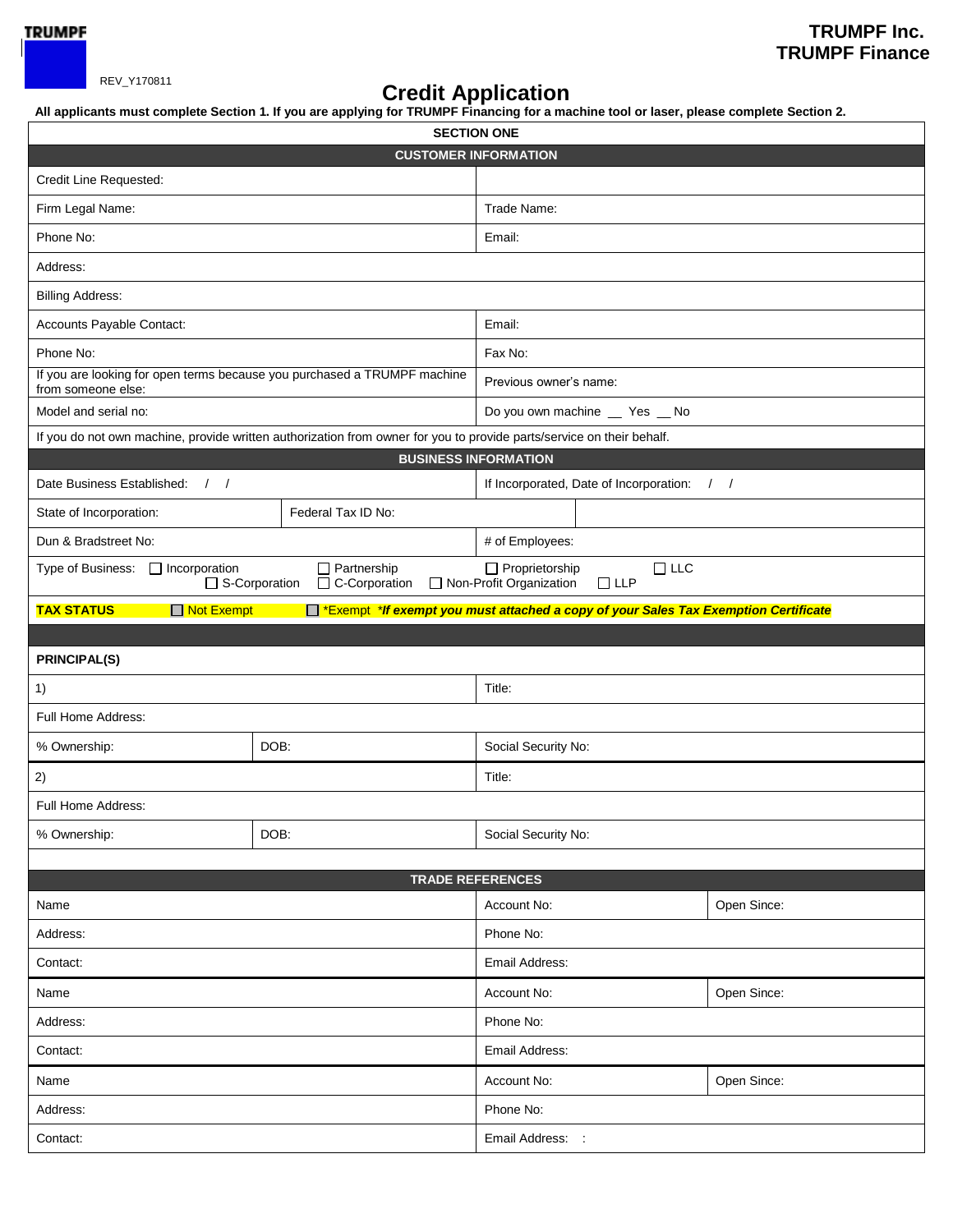TRUMPF

REV_Y170811

**TRUMPF Inc.**
**TRUMPF Finance**

# Credit Application

**All applicants must complete Section 1. If you are applying for TRUMPF Financing for a machine tool or laser, please complete Section 2.**

| **SECTION ONE** | |
|---|---|
| **CUSTOMER INFORMATION** | |
| Credit Line Requested: | |
| Firm Legal Name: | Trade Name: |
| Phone No: | Email: |
| Address: | |
| Billing Address: | |
| Accounts Payable Contact: | Email: |
| Phone No: | Fax No: |
| If you are looking for open terms because you purchased a TRUMPF machine from someone else: | Previous owner's name: |
| Model and serial no: | Do you own machine __ Yes __ No |
| If you do not own machine, provide written authorization from owner for you to provide parts/service on their behalf. | |

| **BUSINESS INFORMATION** | | |
|---|---|---|
| Date Business Established: / / | | If Incorporated, Date of Incorporation: / / |
| State of Incorporation: | Federal Tax ID No: | |
| Dun & Bradstreet No: | | # of Employees: |

Type of Business: ☐ Incorporation ☐ Partnership ☐ Proprietorship ☐ LLC ☐ S-Corporation ☐ C-Corporation ☐ Non-Profit Organization ☐ LLP

**TAX STATUS** ☐ Not Exempt ☐ *Exempt ***If exempt you must attached a copy of your Sales Tax Exemption Certificate***

**PRINCIPAL(S)**

| | | |
|---|---|---|
| 1) | | Title: |
| Full Home Address: | | |
| % Ownership: | DOB: | Social Security No: |
| 2) | | Title: |
| Full Home Address: | | |
| % Ownership: | DOB: | Social Security No: |

| **TRADE REFERENCES** | | |
|---|---|---|
| Name | Account No: | Open Since: |
| Address: | Phone No: | |
| Contact: | Email Address: | |
| Name | Account No: | Open Since: |
| Address: | Phone No: | |
| Contact: | Email Address: | |
| Name | Account No: | Open Since: |
| Address: | Phone No: | |
| Contact: | Email Address: : | |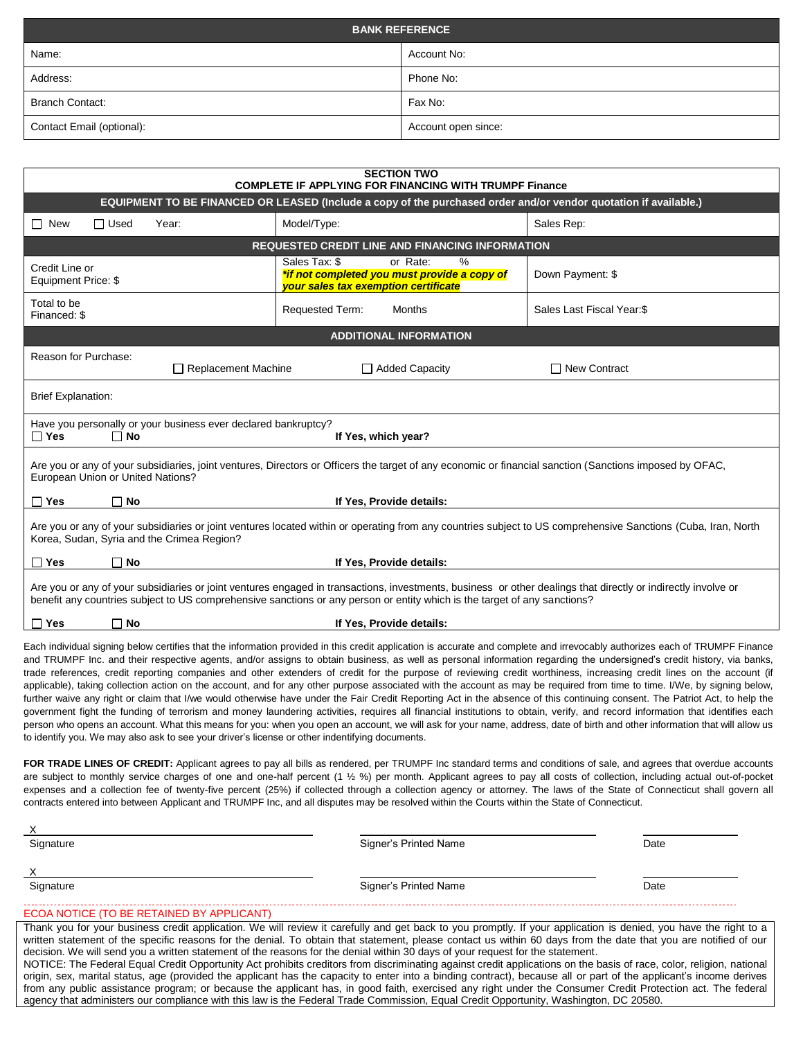| BANK REFERENCE | |
|---|---|
| Name: | Account No: |
| Address: | Phone No: |
| Branch Contact: | Fax No: |
| Contact Email (optional): | Account open since: |

**SECTION TWO**
**COMPLETE IF APPLYING FOR FINANCING WITH TRUMPF Finance**

| EQUIPMENT TO BE FINANCED OR LEASED (Include a copy of the purchased order and/or vendor quotation if available.) | | |
|---|---|---|
| ☐ New ☐ Used Year: | Model/Type: | Sales Rep: |
| **REQUESTED CREDIT LINE AND FINANCING INFORMATION** | | |
| Credit Line or Equipment Price: $ | Sales Tax: $ or Rate: % *if not completed you must provide a copy of your sales tax exemption certificate* | Down Payment: $ |
| Total to be Financed: $ | Requested Term: Months | Sales Last Fiscal Year:$ |
| **ADDITIONAL INFORMATION** | | |
| Reason for Purchase: ☐ Replacement Machine | ☐ Added Capacity | ☐ New Contract |
| Brief Explanation: | | |
| Have you personally or your business ever declared bankruptcy? ☐ **Yes** ☐ **No** | **If Yes, which year?** | |
| Are you or any of your subsidiaries, joint ventures, Directors or Officers the target of any economic or financial sanction (Sanctions imposed by OFAC, European Union or United Nations? ☐ **Yes** ☐ **No** | **If Yes, Provide details:** | |
| Are you or any of your subsidiaries or joint ventures located within or operating from any countries subject to US comprehensive Sanctions (Cuba, Iran, North Korea, Sudan, Syria and the Crimea Region? ☐ **Yes** ☐ **No** | **If Yes, Provide details:** | |
| Are you or any of your subsidiaries or joint ventures engaged in transactions, investments, business or other dealings that directly or indirectly involve or benefit any countries subject to US comprehensive sanctions or any person or entity which is the target of any sanctions? ☐ **Yes** ☐ **No** | **If Yes, Provide details:** | |

Each individual signing below certifies that the information provided in this credit application is accurate and complete and irrevocably authorizes each of TRUMPF Finance and TRUMPF Inc. and their respective agents, and/or assigns to obtain business, as well as personal information regarding the undersigned's credit history, via banks, trade references, credit reporting companies and other extenders of credit for the purpose of reviewing credit worthiness, increasing credit lines on the account (if applicable), taking collection action on the account, and for any other purpose associated with the account as may be required from time to time. I/We, by signing below, further waive any right or claim that I/we would otherwise have under the Fair Credit Reporting Act in the absence of this continuing consent. The Patriot Act, to help the government fight the funding of terrorism and money laundering activities, requires all financial institutions to obtain, verify, and record information that identifies each person who opens an account. What this means for you: when you open an account, we will ask for your name, address, date of birth and other information that will allow us to identify you. We may also ask to see your driver's license or other indentifying documents.

**FOR TRADE LINES OF CREDIT:** Applicant agrees to pay all bills as rendered, per TRUMPF Inc standard terms and conditions of sale, and agrees that overdue accounts are subject to monthly service charges of one and one-half percent (1 ½ %) per month. Applicant agrees to pay all costs of collection, including actual out-of-pocket expenses and a collection fee of twenty-five percent (25%) if collected through a collection agency or attorney. The laws of the State of Connecticut shall govern all contracts entered into between Applicant and TRUMPF Inc, and all disputes may be resolved within the Courts within the State of Connecticut.

X ______________________ ______________________ __________
Signature Signer's Printed Name Date

X ______________________ ______________________ __________
Signature Signer's Printed Name Date

ECOA NOTICE (TO BE RETAINED BY APPLICANT)

Thank you for your business credit application. We will review it carefully and get back to you promptly. If your application is denied, you have the right to a written statement of the specific reasons for the denial. To obtain that statement, please contact us within 60 days from the date that you are notified of our decision. We will send you a written statement of the reasons for the denial within 30 days of your request for the statement.
NOTICE: The Federal Equal Credit Opportunity Act prohibits creditors from discriminating against credit applications on the basis of race, color, religion, national origin, sex, marital status, age (provided the applicant has the capacity to enter into a binding contract), because all or part of the applicant's income derives from any public assistance program; or because the applicant has, in good faith, exercised any right under the Consumer Credit Protection act. The federal agency that administers our compliance with this law is the Federal Trade Commission, Equal Credit Opportunity, Washington, DC 20580.